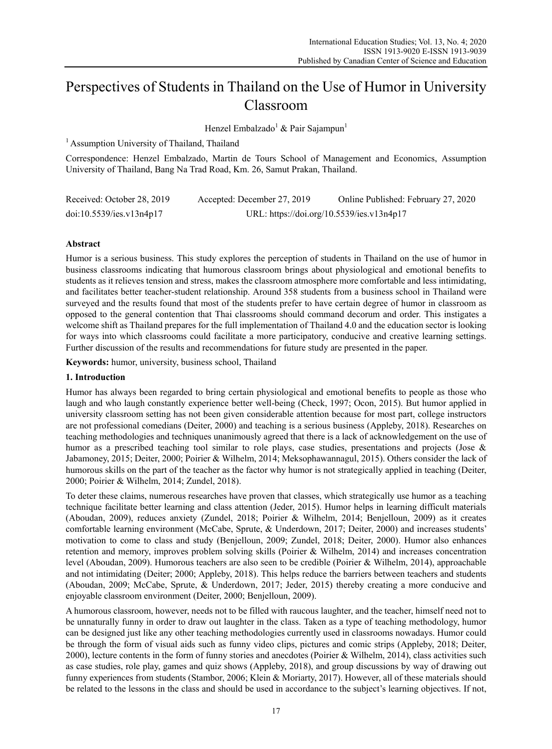# Perspectives of Students in Thailand on the Use of Humor in University Classroom

Henzel Embalzado[1] & Pair Sajampun[1]

[1] Assumption University of Thailand, Thailand

Correspondence: Henzel Embalzado, Martin de Tours School of Management and Economics, Assumption University of Thailand, Bang Na Trad Road, Km. 26, Samut Prakan, Thailand.

Received: October 28, 2019  Accepted: December 27, 2019  Online Published: February 27, 2020

doi:10.5539/ies.v13n4p17  URL: https://doi.org/10.5539/ies.v13n4p17

## Abstract

Humor is a serious business. This study explores the perception of students in Thailand on the use of humor in business classrooms indicating that humorous classroom brings about physiological and emotional benefits to students as it relieves tension and stress, makes the classroom atmosphere more comfortable and less intimidating, and facilitates better teacher-student relationship. Around 358 students from a business school in Thailand were surveyed and the results found that most of the students prefer to have certain degree of humor in classroom as opposed to the general contention that Thai classrooms should command decorum and order. This instigates a welcome shift as Thailand prepares for the full implementation of Thailand 4.0 and the education sector is looking for ways into which classrooms could facilitate a more participatory, conducive and creative learning settings. Further discussion of the results and recommendations for future study are presented in the paper.

**Keywords:** humor, university, business school, Thailand

## 1. Introduction

Humor has always been regarded to bring certain physiological and emotional benefits to people as those who laugh and who laugh constantly experience better well-being (Check, 1997; Ocon, 2015). But humor applied in university classroom setting has not been given considerable attention because for most part, college instructors are not professional comedians (Deiter, 2000) and teaching is a serious business (Appleby, 2018). Researches on teaching methodologies and techniques unanimously agreed that there is a lack of acknowledgement on the use of humor as a prescribed teaching tool similar to role plays, case studies, presentations and projects (Jose & Jabamoney, 2015; Deiter, 2000; Poirier & Wilhelm, 2014; Meksophawannagul, 2015). Others consider the lack of humorous skills on the part of the teacher as the factor why humor is not strategically applied in teaching (Deiter, 2000; Poirier & Wilhelm, 2014; Zundel, 2018).

To deter these claims, numerous researches have proven that classes, which strategically use humor as a teaching technique facilitate better learning and class attention (Jeder, 2015). Humor helps in learning difficult materials (Aboudan, 2009), reduces anxiety (Zundel, 2018; Poirier & Wilhelm, 2014; Benjelloun, 2009) as it creates comfortable learning environment (McCabe, Sprute, & Underdown, 2017; Deiter, 2000) and increases students' motivation to come to class and study (Benjelloun, 2009; Zundel, 2018; Deiter, 2000). Humor also enhances retention and memory, improves problem solving skills (Poirier & Wilhelm, 2014) and increases concentration level (Aboudan, 2009). Humorous teachers are also seen to be credible (Poirier & Wilhelm, 2014), approachable and not intimidating (Deiter; 2000; Appleby, 2018). This helps reduce the barriers between teachers and students (Aboudan, 2009; McCabe, Sprute, & Underdown, 2017; Jeder, 2015) thereby creating a more conducive and enjoyable classroom environment (Deiter, 2000; Benjelloun, 2009).

A humorous classroom, however, needs not to be filled with raucous laughter, and the teacher, himself need not to be unnaturally funny in order to draw out laughter in the class. Taken as a type of teaching methodology, humor can be designed just like any other teaching methodologies currently used in classrooms nowadays. Humor could be through the form of visual aids such as funny video clips, pictures and comic strips (Appleby, 2018; Deiter, 2000), lecture contents in the form of funny stories and anecdotes (Poirier & Wilhelm, 2014), class activities such as case studies, role play, games and quiz shows (Appleby, 2018), and group discussions by way of drawing out funny experiences from students (Stambor, 2006; Klein & Moriarty, 2017). However, all of these materials should be related to the lessons in the class and should be used in accordance to the subject's learning objectives. If not,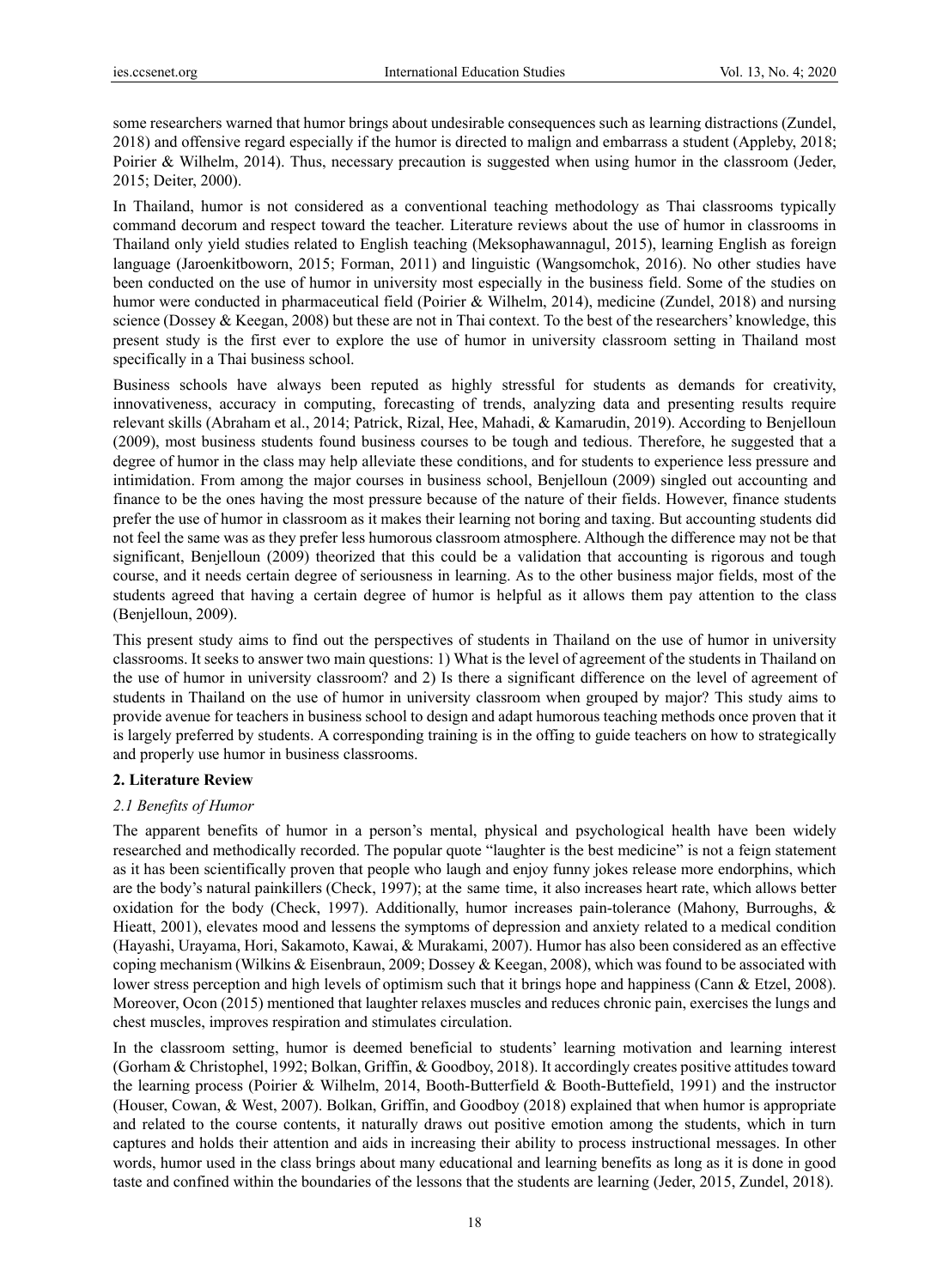some researchers warned that humor brings about undesirable consequences such as learning distractions (Zundel, 2018) and offensive regard especially if the humor is directed to malign and embarrass a student (Appleby, 2018; Poirier & Wilhelm, 2014). Thus, necessary precaution is suggested when using humor in the classroom (Jeder, 2015; Deiter, 2000).

In Thailand, humor is not considered as a conventional teaching methodology as Thai classrooms typically command decorum and respect toward the teacher. Literature reviews about the use of humor in classrooms in Thailand only yield studies related to English teaching (Meksophawannagul, 2015), learning English as foreign language (Jaroenkitboworn, 2015; Forman, 2011) and linguistic (Wangsomchok, 2016). No other studies have been conducted on the use of humor in university most especially in the business field. Some of the studies on humor were conducted in pharmaceutical field (Poirier & Wilhelm, 2014), medicine (Zundel, 2018) and nursing science (Dossey & Keegan, 2008) but these are not in Thai context. To the best of the researchers' knowledge, this present study is the first ever to explore the use of humor in university classroom setting in Thailand most specifically in a Thai business school.

Business schools have always been reputed as highly stressful for students as demands for creativity, innovativeness, accuracy in computing, forecasting of trends, analyzing data and presenting results require relevant skills (Abraham et al., 2014; Patrick, Rizal, Hee, Mahadi, & Kamarudin, 2019). According to Benjelloun (2009), most business students found business courses to be tough and tedious. Therefore, he suggested that a degree of humor in the class may help alleviate these conditions, and for students to experience less pressure and intimidation. From among the major courses in business school, Benjelloun (2009) singled out accounting and finance to be the ones having the most pressure because of the nature of their fields. However, finance students prefer the use of humor in classroom as it makes their learning not boring and taxing. But accounting students did not feel the same was as they prefer less humorous classroom atmosphere. Although the difference may not be that significant, Benjelloun (2009) theorized that this could be a validation that accounting is rigorous and tough course, and it needs certain degree of seriousness in learning. As to the other business major fields, most of the students agreed that having a certain degree of humor is helpful as it allows them pay attention to the class (Benjelloun, 2009).

This present study aims to find out the perspectives of students in Thailand on the use of humor in university classrooms. It seeks to answer two main questions: 1) What is the level of agreement of the students in Thailand on the use of humor in university classroom? and 2) Is there a significant difference on the level of agreement of students in Thailand on the use of humor in university classroom when grouped by major? This study aims to provide avenue for teachers in business school to design and adapt humorous teaching methods once proven that it is largely preferred by students. A corresponding training is in the offing to guide teachers on how to strategically and properly use humor in business classrooms.

## 2. Literature Review

### *2.1 Benefits of Humor*

The apparent benefits of humor in a person's mental, physical and psychological health have been widely researched and methodically recorded. The popular quote "laughter is the best medicine" is not a feign statement as it has been scientifically proven that people who laugh and enjoy funny jokes release more endorphins, which are the body's natural painkillers (Check, 1997); at the same time, it also increases heart rate, which allows better oxidation for the body (Check, 1997). Additionally, humor increases pain-tolerance (Mahony, Burroughs, & Hieatt, 2001), elevates mood and lessens the symptoms of depression and anxiety related to a medical condition (Hayashi, Urayama, Hori, Sakamoto, Kawai, & Murakami, 2007). Humor has also been considered as an effective coping mechanism (Wilkins & Eisenbraun, 2009; Dossey & Keegan, 2008), which was found to be associated with lower stress perception and high levels of optimism such that it brings hope and happiness (Cann & Etzel, 2008). Moreover, Ocon (2015) mentioned that laughter relaxes muscles and reduces chronic pain, exercises the lungs and chest muscles, improves respiration and stimulates circulation.

In the classroom setting, humor is deemed beneficial to students' learning motivation and learning interest (Gorham & Christophel, 1992; Bolkan, Griffin, & Goodboy, 2018). It accordingly creates positive attitudes toward the learning process (Poirier & Wilhelm, 2014, Booth-Butterfield & Booth-Buttefield, 1991) and the instructor (Houser, Cowan, & West, 2007). Bolkan, Griffin, and Goodboy (2018) explained that when humor is appropriate and related to the course contents, it naturally draws out positive emotion among the students, which in turn captures and holds their attention and aids in increasing their ability to process instructional messages. In other words, humor used in the class brings about many educational and learning benefits as long as it is done in good taste and confined within the boundaries of the lessons that the students are learning (Jeder, 2015, Zundel, 2018).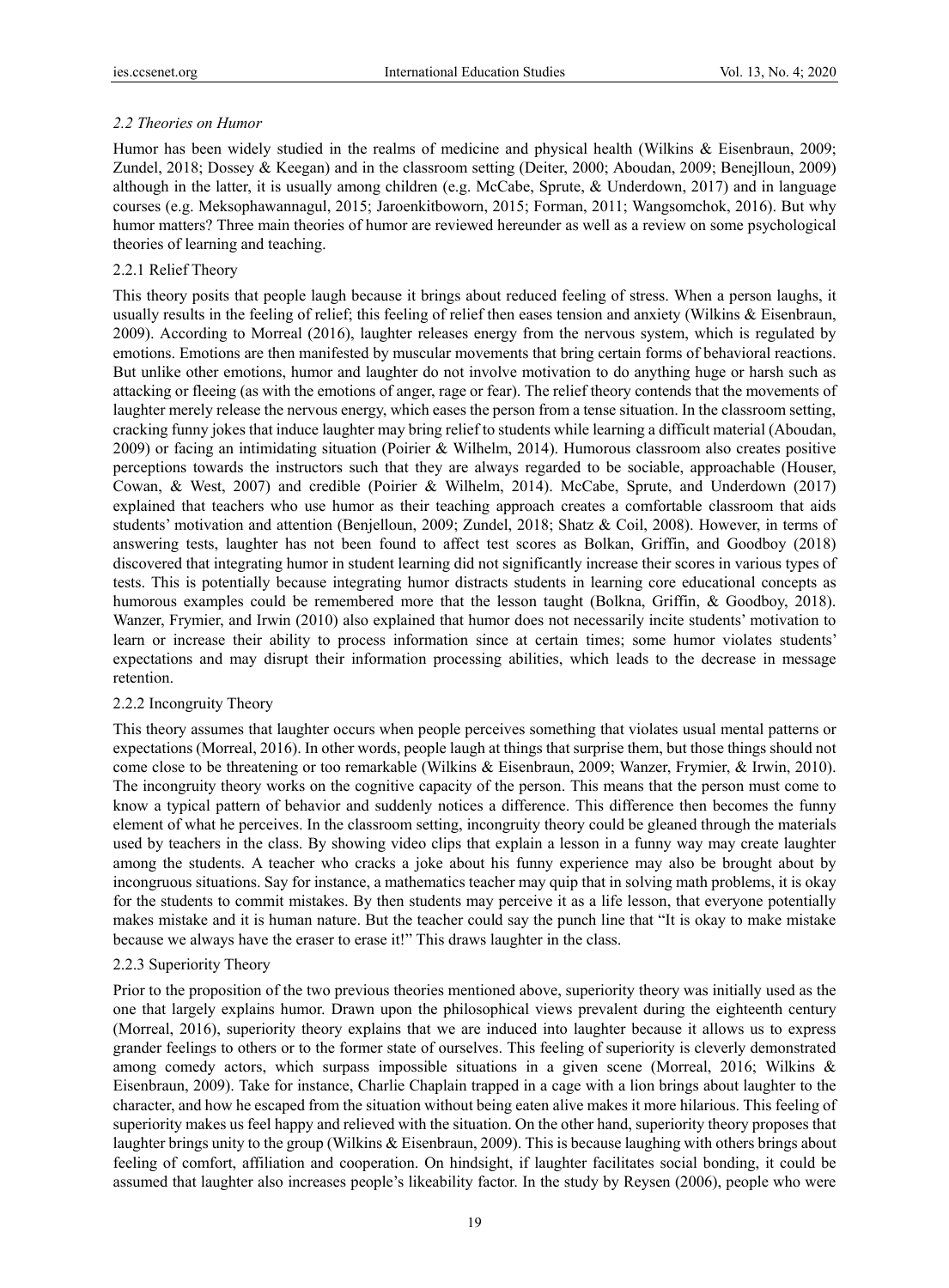### *2.2 Theories on Humor*

Humor has been widely studied in the realms of medicine and physical health (Wilkins & Eisenbraun, 2009; Zundel, 2018; Dossey & Keegan) and in the classroom setting (Deiter, 2000; Aboudan, 2009; Benejlloun, 2009) although in the latter, it is usually among children (e.g. McCabe, Sprute, & Underdown, 2017) and in language courses (e.g. Meksophawannagul, 2015; Jaroenkitboworn, 2015; Forman, 2011; Wangsomchok, 2016). But why humor matters? Three main theories of humor are reviewed hereunder as well as a review on some psychological theories of learning and teaching.

#### 2.2.1 Relief Theory

This theory posits that people laugh because it brings about reduced feeling of stress. When a person laughs, it usually results in the feeling of relief; this feeling of relief then eases tension and anxiety (Wilkins & Eisenbraun, 2009). According to Morreal (2016), laughter releases energy from the nervous system, which is regulated by emotions. Emotions are then manifested by muscular movements that bring certain forms of behavioral reactions. But unlike other emotions, humor and laughter do not involve motivation to do anything huge or harsh such as attacking or fleeing (as with the emotions of anger, rage or fear). The relief theory contends that the movements of laughter merely release the nervous energy, which eases the person from a tense situation. In the classroom setting, cracking funny jokes that induce laughter may bring relief to students while learning a difficult material (Aboudan, 2009) or facing an intimidating situation (Poirier & Wilhelm, 2014). Humorous classroom also creates positive perceptions towards the instructors such that they are always regarded to be sociable, approachable (Houser, Cowan, & West, 2007) and credible (Poirier & Wilhelm, 2014). McCabe, Sprute, and Underdown (2017) explained that teachers who use humor as their teaching approach creates a comfortable classroom that aids students' motivation and attention (Benjelloun, 2009; Zundel, 2018; Shatz & Coil, 2008). However, in terms of answering tests, laughter has not been found to affect test scores as Bolkan, Griffin, and Goodboy (2018) discovered that integrating humor in student learning did not significantly increase their scores in various types of tests. This is potentially because integrating humor distracts students in learning core educational concepts as humorous examples could be remembered more that the lesson taught (Bolkna, Griffin, & Goodboy, 2018). Wanzer, Frymier, and Irwin (2010) also explained that humor does not necessarily incite students' motivation to learn or increase their ability to process information since at certain times; some humor violates students' expectations and may disrupt their information processing abilities, which leads to the decrease in message retention.

#### 2.2.2 Incongruity Theory

This theory assumes that laughter occurs when people perceives something that violates usual mental patterns or expectations (Morreal, 2016). In other words, people laugh at things that surprise them, but those things should not come close to be threatening or too remarkable (Wilkins & Eisenbraun, 2009; Wanzer, Frymier, & Irwin, 2010). The incongruity theory works on the cognitive capacity of the person. This means that the person must come to know a typical pattern of behavior and suddenly notices a difference. This difference then becomes the funny element of what he perceives. In the classroom setting, incongruity theory could be gleaned through the materials used by teachers in the class. By showing video clips that explain a lesson in a funny way may create laughter among the students. A teacher who cracks a joke about his funny experience may also be brought about by incongruous situations. Say for instance, a mathematics teacher may quip that in solving math problems, it is okay for the students to commit mistakes. By then students may perceive it as a life lesson, that everyone potentially makes mistake and it is human nature. But the teacher could say the punch line that "It is okay to make mistake because we always have the eraser to erase it!" This draws laughter in the class.

#### 2.2.3 Superiority Theory

Prior to the proposition of the two previous theories mentioned above, superiority theory was initially used as the one that largely explains humor. Drawn upon the philosophical views prevalent during the eighteenth century (Morreal, 2016), superiority theory explains that we are induced into laughter because it allows us to express grander feelings to others or to the former state of ourselves. This feeling of superiority is cleverly demonstrated among comedy actors, which surpass impossible situations in a given scene (Morreal, 2016; Wilkins & Eisenbraun, 2009). Take for instance, Charlie Chaplain trapped in a cage with a lion brings about laughter to the character, and how he escaped from the situation without being eaten alive makes it more hilarious. This feeling of superiority makes us feel happy and relieved with the situation. On the other hand, superiority theory proposes that laughter brings unity to the group (Wilkins & Eisenbraun, 2009). This is because laughing with others brings about feeling of comfort, affiliation and cooperation. On hindsight, if laughter facilitates social bonding, it could be assumed that laughter also increases people's likeability factor. In the study by Reysen (2006), people who were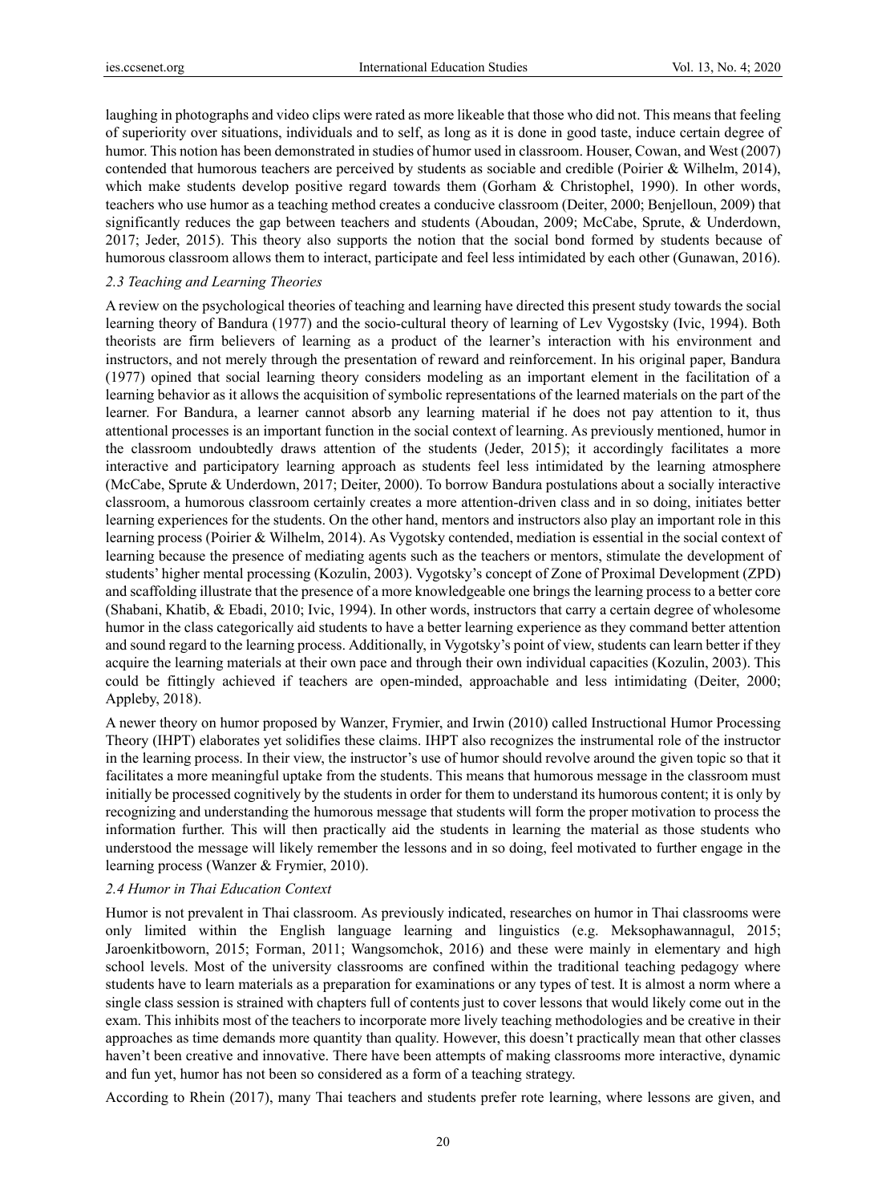laughing in photographs and video clips were rated as more likeable that those who did not. This means that feeling of superiority over situations, individuals and to self, as long as it is done in good taste, induce certain degree of humor. This notion has been demonstrated in studies of humor used in classroom. Houser, Cowan, and West (2007) contended that humorous teachers are perceived by students as sociable and credible (Poirier & Wilhelm, 2014), which make students develop positive regard towards them (Gorham & Christophel, 1990). In other words, teachers who use humor as a teaching method creates a conducive classroom (Deiter, 2000; Benjelloun, 2009) that significantly reduces the gap between teachers and students (Aboudan, 2009; McCabe, Sprute, & Underdown, 2017; Jeder, 2015). This theory also supports the notion that the social bond formed by students because of humorous classroom allows them to interact, participate and feel less intimidated by each other (Gunawan, 2016).

### *2.3 Teaching and Learning Theories*

A review on the psychological theories of teaching and learning have directed this present study towards the social learning theory of Bandura (1977) and the socio-cultural theory of learning of Lev Vygostsky (Ivic, 1994). Both theorists are firm believers of learning as a product of the learner's interaction with his environment and instructors, and not merely through the presentation of reward and reinforcement. In his original paper, Bandura (1977) opined that social learning theory considers modeling as an important element in the facilitation of a learning behavior as it allows the acquisition of symbolic representations of the learned materials on the part of the learner. For Bandura, a learner cannot absorb any learning material if he does not pay attention to it, thus attentional processes is an important function in the social context of learning. As previously mentioned, humor in the classroom undoubtedly draws attention of the students (Jeder, 2015); it accordingly facilitates a more interactive and participatory learning approach as students feel less intimidated by the learning atmosphere (McCabe, Sprute & Underdown, 2017; Deiter, 2000). To borrow Bandura postulations about a socially interactive classroom, a humorous classroom certainly creates a more attention-driven class and in so doing, initiates better learning experiences for the students. On the other hand, mentors and instructors also play an important role in this learning process (Poirier & Wilhelm, 2014). As Vygotsky contended, mediation is essential in the social context of learning because the presence of mediating agents such as the teachers or mentors, stimulate the development of students' higher mental processing (Kozulin, 2003). Vygotsky's concept of Zone of Proximal Development (ZPD) and scaffolding illustrate that the presence of a more knowledgeable one brings the learning process to a better core (Shabani, Khatib, & Ebadi, 2010; Ivic, 1994). In other words, instructors that carry a certain degree of wholesome humor in the class categorically aid students to have a better learning experience as they command better attention and sound regard to the learning process. Additionally, in Vygotsky's point of view, students can learn better if they acquire the learning materials at their own pace and through their own individual capacities (Kozulin, 2003). This could be fittingly achieved if teachers are open-minded, approachable and less intimidating (Deiter, 2000; Appleby, 2018).

A newer theory on humor proposed by Wanzer, Frymier, and Irwin (2010) called Instructional Humor Processing Theory (IHPT) elaborates yet solidifies these claims. IHPT also recognizes the instrumental role of the instructor in the learning process. In their view, the instructor's use of humor should revolve around the given topic so that it facilitates a more meaningful uptake from the students. This means that humorous message in the classroom must initially be processed cognitively by the students in order for them to understand its humorous content; it is only by recognizing and understanding the humorous message that students will form the proper motivation to process the information further. This will then practically aid the students in learning the material as those students who understood the message will likely remember the lessons and in so doing, feel motivated to further engage in the learning process (Wanzer & Frymier, 2010).

### *2.4 Humor in Thai Education Context*

Humor is not prevalent in Thai classroom. As previously indicated, researches on humor in Thai classrooms were only limited within the English language learning and linguistics (e.g. Meksophawannagul, 2015; Jaroenkitboworn, 2015; Forman, 2011; Wangsomchok, 2016) and these were mainly in elementary and high school levels. Most of the university classrooms are confined within the traditional teaching pedagogy where students have to learn materials as a preparation for examinations or any types of test. It is almost a norm where a single class session is strained with chapters full of contents just to cover lessons that would likely come out in the exam. This inhibits most of the teachers to incorporate more lively teaching methodologies and be creative in their approaches as time demands more quantity than quality. However, this doesn't practically mean that other classes haven't been creative and innovative. There have been attempts of making classrooms more interactive, dynamic and fun yet, humor has not been so considered as a form of a teaching strategy.

According to Rhein (2017), many Thai teachers and students prefer rote learning, where lessons are given, and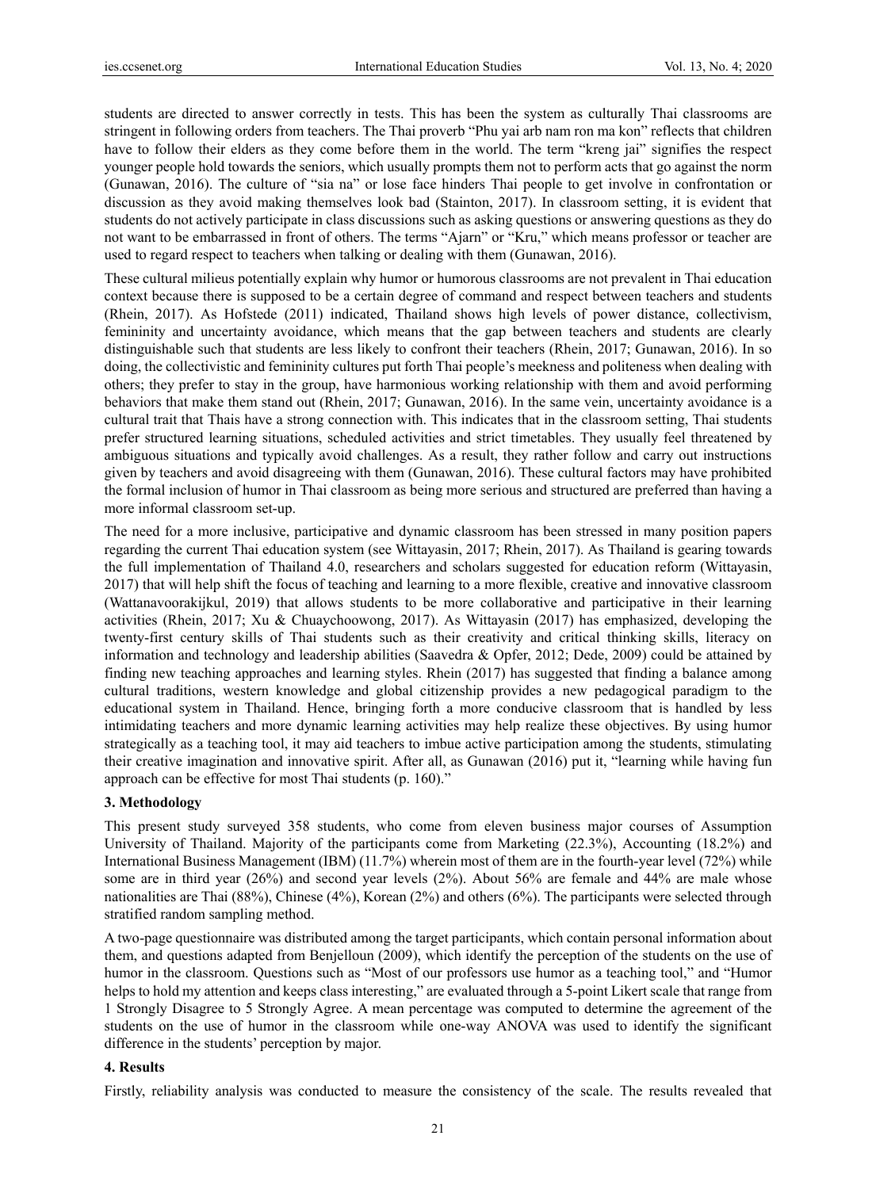students are directed to answer correctly in tests. This has been the system as culturally Thai classrooms are stringent in following orders from teachers. The Thai proverb "Phu yai arb nam ron ma kon" reflects that children have to follow their elders as they come before them in the world. The term "kreng jai" signifies the respect younger people hold towards the seniors, which usually prompts them not to perform acts that go against the norm (Gunawan, 2016). The culture of "sia na" or lose face hinders Thai people to get involve in confrontation or discussion as they avoid making themselves look bad (Stainton, 2017). In classroom setting, it is evident that students do not actively participate in class discussions such as asking questions or answering questions as they do not want to be embarrassed in front of others. The terms "Ajarn" or "Kru," which means professor or teacher are used to regard respect to teachers when talking or dealing with them (Gunawan, 2016).

These cultural milieus potentially explain why humor or humorous classrooms are not prevalent in Thai education context because there is supposed to be a certain degree of command and respect between teachers and students (Rhein, 2017). As Hofstede (2011) indicated, Thailand shows high levels of power distance, collectivism, femininity and uncertainty avoidance, which means that the gap between teachers and students are clearly distinguishable such that students are less likely to confront their teachers (Rhein, 2017; Gunawan, 2016). In so doing, the collectivistic and femininity cultures put forth Thai people's meekness and politeness when dealing with others; they prefer to stay in the group, have harmonious working relationship with them and avoid performing behaviors that make them stand out (Rhein, 2017; Gunawan, 2016). In the same vein, uncertainty avoidance is a cultural trait that Thais have a strong connection with. This indicates that in the classroom setting, Thai students prefer structured learning situations, scheduled activities and strict timetables. They usually feel threatened by ambiguous situations and typically avoid challenges. As a result, they rather follow and carry out instructions given by teachers and avoid disagreeing with them (Gunawan, 2016). These cultural factors may have prohibited the formal inclusion of humor in Thai classroom as being more serious and structured are preferred than having a more informal classroom set-up.

The need for a more inclusive, participative and dynamic classroom has been stressed in many position papers regarding the current Thai education system (see Wittayasin, 2017; Rhein, 2017). As Thailand is gearing towards the full implementation of Thailand 4.0, researchers and scholars suggested for education reform (Wittayasin, 2017) that will help shift the focus of teaching and learning to a more flexible, creative and innovative classroom (Wattanavoorakijkul, 2019) that allows students to be more collaborative and participative in their learning activities (Rhein, 2017; Xu & Chuaychoowong, 2017). As Wittayasin (2017) has emphasized, developing the twenty-first century skills of Thai students such as their creativity and critical thinking skills, literacy on information and technology and leadership abilities (Saavedra & Opfer, 2012; Dede, 2009) could be attained by finding new teaching approaches and learning styles. Rhein (2017) has suggested that finding a balance among cultural traditions, western knowledge and global citizenship provides a new pedagogical paradigm to the educational system in Thailand. Hence, bringing forth a more conducive classroom that is handled by less intimidating teachers and more dynamic learning activities may help realize these objectives. By using humor strategically as a teaching tool, it may aid teachers to imbue active participation among the students, stimulating their creative imagination and innovative spirit. After all, as Gunawan (2016) put it, "learning while having fun approach can be effective for most Thai students (p. 160)."

## 3. Methodology

This present study surveyed 358 students, who come from eleven business major courses of Assumption University of Thailand. Majority of the participants come from Marketing (22.3%), Accounting (18.2%) and International Business Management (IBM) (11.7%) wherein most of them are in the fourth-year level (72%) while some are in third year (26%) and second year levels (2%). About 56% are female and 44% are male whose nationalities are Thai (88%), Chinese (4%), Korean (2%) and others (6%). The participants were selected through stratified random sampling method.

A two-page questionnaire was distributed among the target participants, which contain personal information about them, and questions adapted from Benjelloun (2009), which identify the perception of the students on the use of humor in the classroom. Questions such as "Most of our professors use humor as a teaching tool," and "Humor helps to hold my attention and keeps class interesting," are evaluated through a 5-point Likert scale that range from 1 Strongly Disagree to 5 Strongly Agree. A mean percentage was computed to determine the agreement of the students on the use of humor in the classroom while one-way ANOVA was used to identify the significant difference in the students' perception by major.

## 4. Results

Firstly, reliability analysis was conducted to measure the consistency of the scale. The results revealed that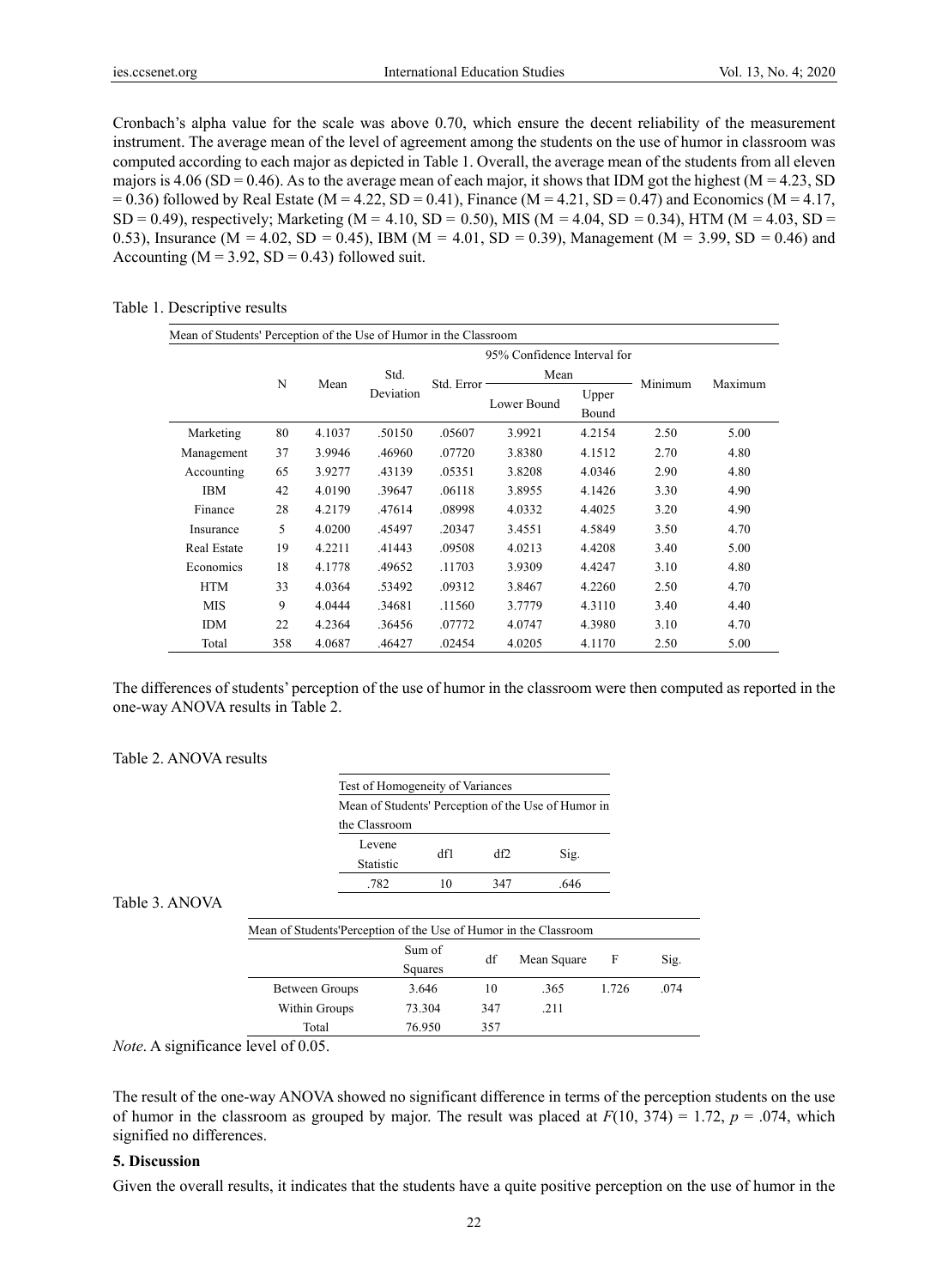Cronbach's alpha value for the scale was above 0.70, which ensure the decent reliability of the measurement instrument. The average mean of the level of agreement among the students on the use of humor in classroom was computed according to each major as depicted in Table 1. Overall, the average mean of the students from all eleven majors is 4.06 (SD = 0.46). As to the average mean of each major, it shows that IDM got the highest (M = 4.23, SD = 0.36) followed by Real Estate (M = 4.22, SD = 0.41), Finance (M = 4.21, SD = 0.47) and Economics (M = 4.17, SD = 0.49), respectively; Marketing (M = 4.10, SD = 0.50), MIS (M = 4.04, SD = 0.34), HTM (M = 4.03, SD = 0.53), Insurance (M = 4.02, SD = 0.45), IBM (M = 4.01, SD = 0.39), Management (M = 3.99, SD = 0.46) and Accounting (M = 3.92, SD = 0.43) followed suit.

Table 1. Descriptive results

| Mean of Students' Perception of the Use of Humor in the Classroom | | | | | | | | |
|---|---|---|---|---|---|---|---|---|
| | N | Mean | Std. Deviation | Std. Error | 95% Confidence Interval for Mean | | Minimum | Maximum |
| | | | | | Lower Bound | Upper Bound | | |
| Marketing | 80 | 4.1037 | .50150 | .05607 | 3.9921 | 4.2154 | 2.50 | 5.00 |
| Management | 37 | 3.9946 | .46960 | .07720 | 3.8380 | 4.1512 | 2.70 | 4.80 |
| Accounting | 65 | 3.9277 | .43139 | .05351 | 3.8208 | 4.0346 | 2.90 | 4.80 |
| IBM | 42 | 4.0190 | .39647 | .06118 | 3.8955 | 4.1426 | 3.30 | 4.90 |
| Finance | 28 | 4.2179 | .47614 | .08998 | 4.0332 | 4.4025 | 3.20 | 4.90 |
| Insurance | 5 | 4.0200 | .45497 | .20347 | 3.4551 | 4.5849 | 3.50 | 4.70 |
| Real Estate | 19 | 4.2211 | .41443 | .09508 | 4.0213 | 4.4208 | 3.40 | 5.00 |
| Economics | 18 | 4.1778 | .49652 | .11703 | 3.9309 | 4.4247 | 3.10 | 4.80 |
| HTM | 33 | 4.0364 | .53492 | .09312 | 3.8467 | 4.2260 | 2.50 | 4.70 |
| MIS | 9 | 4.0444 | .34681 | .11560 | 3.7779 | 4.3110 | 3.40 | 4.40 |
| IDM | 22 | 4.2364 | .36456 | .07772 | 4.0747 | 4.3980 | 3.10 | 4.70 |
| Total | 358 | 4.0687 | .46427 | .02454 | 4.0205 | 4.1170 | 2.50 | 5.00 |

The differences of students' perception of the use of humor in the classroom were then computed as reported in the one-way ANOVA results in Table 2.

Table 2. ANOVA results

| Test of Homogeneity of Variances | | | |
|---|---|---|---|
| Mean of Students' Perception of the Use of Humor in the Classroom | | | |
| Levene Statistic | df1 | df2 | Sig. |
| .782 | 10 | 347 | .646 |

Table 3. ANOVA

| Mean of Students'Perception of the Use of Humor in the Classroom | | | | | |
|---|---|---|---|---|---|
| | Sum of Squares | df | Mean Square | F | Sig. |
| Between Groups | 3.646 | 10 | .365 | 1.726 | .074 |
| Within Groups | 73.304 | 347 | .211 | | |
| Total | 76.950 | 357 | | | |

*Note*. A significance level of 0.05.

The result of the one-way ANOVA showed no significant difference in terms of the perception students on the use of humor in the classroom as grouped by major. The result was placed at $F(10, 374) = 1.72$, $p = .074$, which signified no differences.

### 5. Discussion

Given the overall results, it indicates that the students have a quite positive perception on the use of humor in the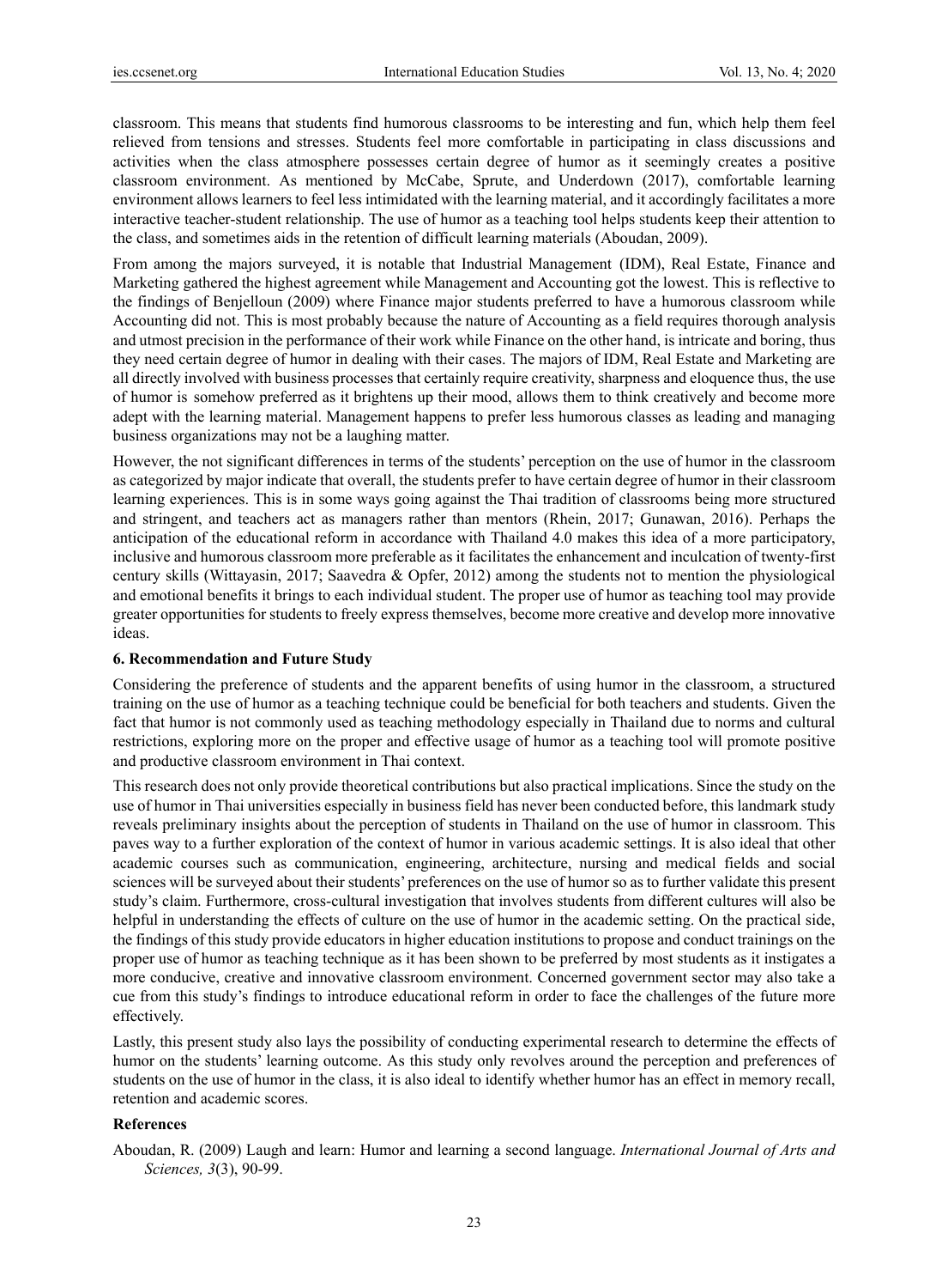classroom. This means that students find humorous classrooms to be interesting and fun, which help them feel relieved from tensions and stresses. Students feel more comfortable in participating in class discussions and activities when the class atmosphere possesses certain degree of humor as it seemingly creates a positive classroom environment. As mentioned by McCabe, Sprute, and Underdown (2017), comfortable learning environment allows learners to feel less intimidated with the learning material, and it accordingly facilitates a more interactive teacher-student relationship. The use of humor as a teaching tool helps students keep their attention to the class, and sometimes aids in the retention of difficult learning materials (Aboudan, 2009).

From among the majors surveyed, it is notable that Industrial Management (IDM), Real Estate, Finance and Marketing gathered the highest agreement while Management and Accounting got the lowest. This is reflective to the findings of Benjelloun (2009) where Finance major students preferred to have a humorous classroom while Accounting did not. This is most probably because the nature of Accounting as a field requires thorough analysis and utmost precision in the performance of their work while Finance on the other hand, is intricate and boring, thus they need certain degree of humor in dealing with their cases. The majors of IDM, Real Estate and Marketing are all directly involved with business processes that certainly require creativity, sharpness and eloquence thus, the use of humor is somehow preferred as it brightens up their mood, allows them to think creatively and become more adept with the learning material. Management happens to prefer less humorous classes as leading and managing business organizations may not be a laughing matter.

However, the not significant differences in terms of the students' perception on the use of humor in the classroom as categorized by major indicate that overall, the students prefer to have certain degree of humor in their classroom learning experiences. This is in some ways going against the Thai tradition of classrooms being more structured and stringent, and teachers act as managers rather than mentors (Rhein, 2017; Gunawan, 2016). Perhaps the anticipation of the educational reform in accordance with Thailand 4.0 makes this idea of a more participatory, inclusive and humorous classroom more preferable as it facilitates the enhancement and inculcation of twenty-first century skills (Wittayasin, 2017; Saavedra & Opfer, 2012) among the students not to mention the physiological and emotional benefits it brings to each individual student. The proper use of humor as teaching tool may provide greater opportunities for students to freely express themselves, become more creative and develop more innovative ideas.

## 6. Recommendation and Future Study

Considering the preference of students and the apparent benefits of using humor in the classroom, a structured training on the use of humor as a teaching technique could be beneficial for both teachers and students. Given the fact that humor is not commonly used as teaching methodology especially in Thailand due to norms and cultural restrictions, exploring more on the proper and effective usage of humor as a teaching tool will promote positive and productive classroom environment in Thai context.

This research does not only provide theoretical contributions but also practical implications. Since the study on the use of humor in Thai universities especially in business field has never been conducted before, this landmark study reveals preliminary insights about the perception of students in Thailand on the use of humor in classroom. This paves way to a further exploration of the context of humor in various academic settings. It is also ideal that other academic courses such as communication, engineering, architecture, nursing and medical fields and social sciences will be surveyed about their students' preferences on the use of humor so as to further validate this present study's claim. Furthermore, cross-cultural investigation that involves students from different cultures will also be helpful in understanding the effects of culture on the use of humor in the academic setting. On the practical side, the findings of this study provide educators in higher education institutions to propose and conduct trainings on the proper use of humor as teaching technique as it has been shown to be preferred by most students as it instigates a more conducive, creative and innovative classroom environment. Concerned government sector may also take a cue from this study's findings to introduce educational reform in order to face the challenges of the future more effectively.

Lastly, this present study also lays the possibility of conducting experimental research to determine the effects of humor on the students' learning outcome. As this study only revolves around the perception and preferences of students on the use of humor in the class, it is also ideal to identify whether humor has an effect in memory recall, retention and academic scores.

## References

Aboudan, R. (2009) Laugh and learn: Humor and learning a second language. *International Journal of Arts and Sciences, 3*(3), 90-99.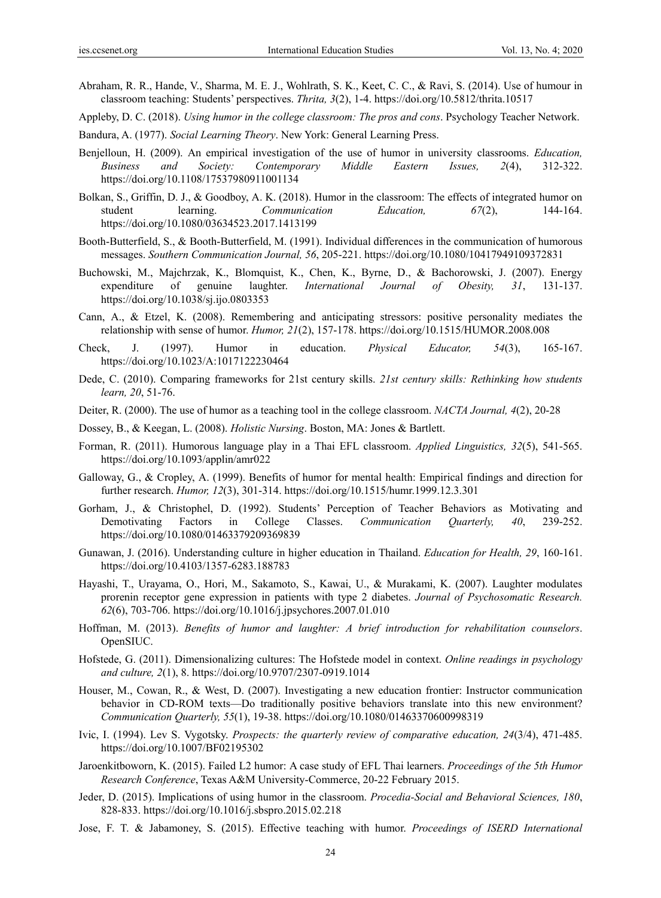Abraham, R. R., Hande, V., Sharma, M. E. J., Wohlrath, S. K., Keet, C. C., & Ravi, S. (2014). Use of humour in classroom teaching: Students' perspectives. *Thrita, 3*(2), 1-4. https://doi.org/10.5812/thrita.10517

Appleby, D. C. (2018). *Using humor in the college classroom: The pros and cons*. Psychology Teacher Network.

Bandura, A. (1977). *Social Learning Theory*. New York: General Learning Press.

Benjelloun, H. (2009). An empirical investigation of the use of humor in university classrooms. *Education, Business and Society: Contemporary Middle Eastern Issues, 2*(4), 312-322. https://doi.org/10.1108/17537980911001134

Bolkan, S., Griffin, D. J., & Goodboy, A. K. (2018). Humor in the classroom: The effects of integrated humor on student learning. *Communication Education, 67*(2), 144-164. https://doi.org/10.1080/03634523.2017.1413199

Booth-Butterfield, S., & Booth-Butterfield, M. (1991). Individual differences in the communication of humorous messages. *Southern Communication Journal, 56*, 205-221. https://doi.org/10.1080/10417949109372831

Buchowski, M., Majchrzak, K., Blomquist, K., Chen, K., Byrne, D., & Bachorowski, J. (2007). Energy expenditure of genuine laughter. *International Journal of Obesity, 31*, 131-137. https://doi.org/10.1038/sj.ijo.0803353

Cann, A., & Etzel, K. (2008). Remembering and anticipating stressors: positive personality mediates the relationship with sense of humor. *Humor, 21*(2), 157-178. https://doi.org/10.1515/HUMOR.2008.008

Check, J. (1997). Humor in education. *Physical Educator, 54*(3), 165-167. https://doi.org/10.1023/A:1017122230464

Dede, C. (2010). Comparing frameworks for 21st century skills. *21st century skills: Rethinking how students learn, 20*, 51-76.

Deiter, R. (2000). The use of humor as a teaching tool in the college classroom. *NACTA Journal, 4*(2), 20-28

Dossey, B., & Keegan, L. (2008). *Holistic Nursing*. Boston, MA: Jones & Bartlett.

Forman, R. (2011). Humorous language play in a Thai EFL classroom. *Applied Linguistics, 32*(5), 541-565. https://doi.org/10.1093/applin/amr022

Galloway, G., & Cropley, A. (1999). Benefits of humor for mental health: Empirical findings and direction for further research. *Humor, 12*(3), 301-314. https://doi.org/10.1515/humr.1999.12.3.301

Gorham, J., & Christophel, D. (1992). Students' Perception of Teacher Behaviors as Motivating and Demotivating Factors in College Classes. *Communication Quarterly, 40*, 239-252. https://doi.org/10.1080/01463379209369839

Gunawan, J. (2016). Understanding culture in higher education in Thailand. *Education for Health, 29*, 160-161. https://doi.org/10.4103/1357-6283.188783

Hayashi, T., Urayama, O., Hori, M., Sakamoto, S., Kawai, U., & Murakami, K. (2007). Laughter modulates prorenin receptor gene expression in patients with type 2 diabetes. *Journal of Psychosomatic Research. 62*(6), 703-706. https://doi.org/10.1016/j.jpsychores.2007.01.010

Hoffman, M. (2013). *Benefits of humor and laughter: A brief introduction for rehabilitation counselors*. OpenSIUC.

Hofstede, G. (2011). Dimensionalizing cultures: The Hofstede model in context. *Online readings in psychology and culture, 2*(1), 8. https://doi.org/10.9707/2307-0919.1014

Houser, M., Cowan, R., & West, D. (2007). Investigating a new education frontier: Instructor communication behavior in CD-ROM texts—Do traditionally positive behaviors translate into this new environment? *Communication Quarterly, 55*(1), 19-38. https://doi.org/10.1080/01463370600998319

Ivic, I. (1994). Lev S. Vygotsky. *Prospects: the quarterly review of comparative education, 24*(3/4), 471-485. https://doi.org/10.1007/BF02195302

Jaroenkitboworn, K. (2015). Failed L2 humor: A case study of EFL Thai learners. *Proceedings of the 5th Humor Research Conference*, Texas A&M University-Commerce, 20-22 February 2015.

Jeder, D. (2015). Implications of using humor in the classroom. *Procedia-Social and Behavioral Sciences, 180*, 828-833. https://doi.org/10.1016/j.sbspro.2015.02.218

Jose, F. T. & Jabamoney, S. (2015). Effective teaching with humor. *Proceedings of ISERD International*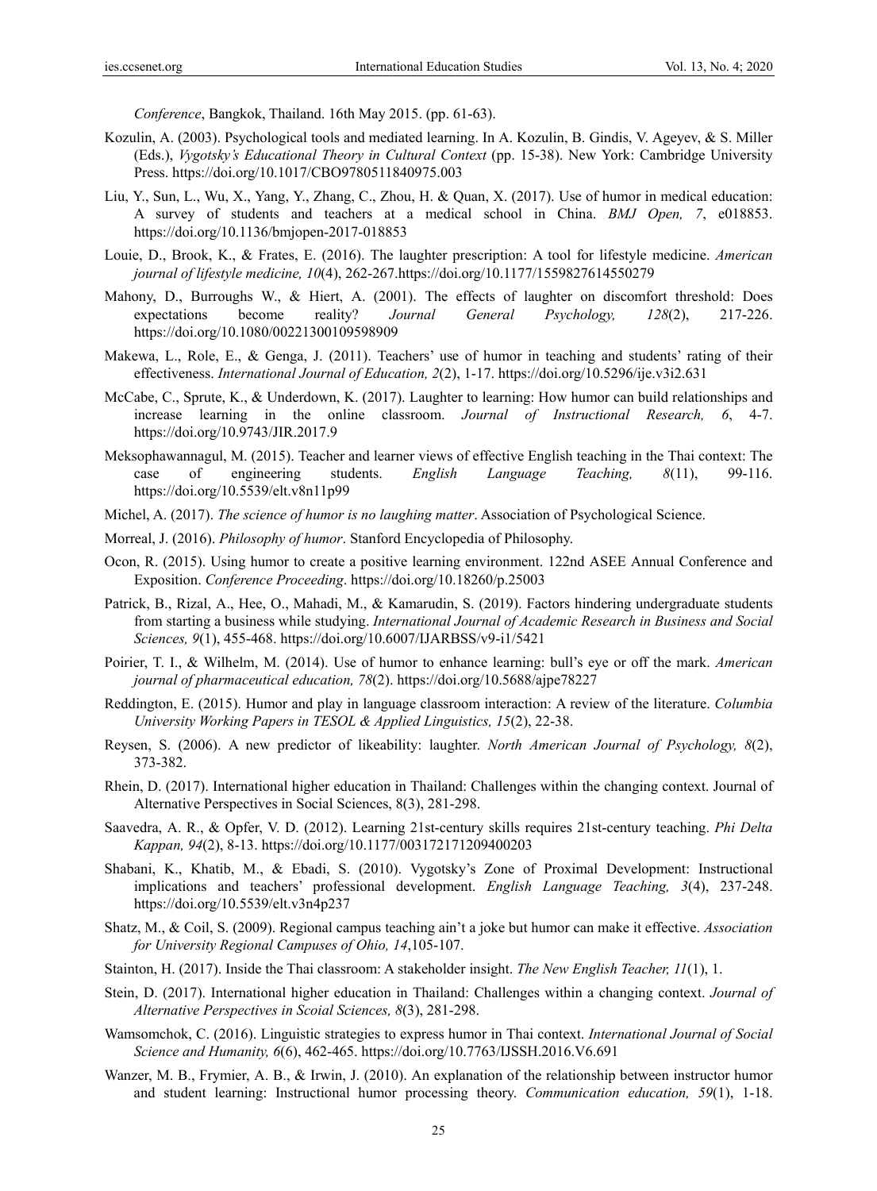*Conference*, Bangkok, Thailand. 16th May 2015. (pp. 61-63).

Kozulin, A. (2003). Psychological tools and mediated learning. In A. Kozulin, B. Gindis, V. Ageyev, & S. Miller (Eds.), *Vygotsky's Educational Theory in Cultural Context* (pp. 15-38). New York: Cambridge University Press. https://doi.org/10.1017/CBO9780511840975.003

Liu, Y., Sun, L., Wu, X., Yang, Y., Zhang, C., Zhou, H. & Quan, X. (2017). Use of humor in medical education: A survey of students and teachers at a medical school in China. *BMJ Open, 7*, e018853. https://doi.org/10.1136/bmjopen-2017-018853

Louie, D., Brook, K., & Frates, E. (2016). The laughter prescription: A tool for lifestyle medicine. *American journal of lifestyle medicine, 10*(4), 262-267.https://doi.org/10.1177/1559827614550279

Mahony, D., Burroughs W., & Hiert, A. (2001). The effects of laughter on discomfort threshold: Does expectations become reality? *Journal General Psychology, 128*(2), 217-226. https://doi.org/10.1080/00221300109598909

Makewa, L., Role, E., & Genga, J. (2011). Teachers' use of humor in teaching and students' rating of their effectiveness. *International Journal of Education, 2*(2), 1-17. https://doi.org/10.5296/ije.v3i2.631

McCabe, C., Sprute, K., & Underdown, K. (2017). Laughter to learning: How humor can build relationships and increase learning in the online classroom. *Journal of Instructional Research, 6*, 4-7. https://doi.org/10.9743/JIR.2017.9

Meksophawannagul, M. (2015). Teacher and learner views of effective English teaching in the Thai context: The case of engineering students. *English Language Teaching, 8*(11), 99-116. https://doi.org/10.5539/elt.v8n11p99

Michel, A. (2017). *The science of humor is no laughing matter*. Association of Psychological Science.

Morreal, J. (2016). *Philosophy of humor*. Stanford Encyclopedia of Philosophy.

Ocon, R. (2015). Using humor to create a positive learning environment. 122nd ASEE Annual Conference and Exposition. *Conference Proceeding*. https://doi.org/10.18260/p.25003

Patrick, B., Rizal, A., Hee, O., Mahadi, M., & Kamarudin, S. (2019). Factors hindering undergraduate students from starting a business while studying. *International Journal of Academic Research in Business and Social Sciences, 9*(1), 455-468. https://doi.org/10.6007/IJARBSS/v9-i1/5421

Poirier, T. I., & Wilhelm, M. (2014). Use of humor to enhance learning: bull's eye or off the mark. *American journal of pharmaceutical education, 78*(2). https://doi.org/10.5688/ajpe78227

Reddington, E. (2015). Humor and play in language classroom interaction: A review of the literature. *Columbia University Working Papers in TESOL & Applied Linguistics, 15*(2), 22-38.

Reysen, S. (2006). A new predictor of likeability: laughter. *North American Journal of Psychology, 8*(2), 373-382.

Rhein, D. (2017). International higher education in Thailand: Challenges within the changing context. Journal of Alternative Perspectives in Social Sciences, 8(3), 281-298.

Saavedra, A. R., & Opfer, V. D. (2012). Learning 21st-century skills requires 21st-century teaching. *Phi Delta Kappan, 94*(2), 8-13. https://doi.org/10.1177/003172171209400203

Shabani, K., Khatib, M., & Ebadi, S. (2010). Vygotsky's Zone of Proximal Development: Instructional implications and teachers' professional development. *English Language Teaching, 3*(4), 237-248. https://doi.org/10.5539/elt.v3n4p237

Shatz, M., & Coil, S. (2009). Regional campus teaching ain't a joke but humor can make it effective. *Association for University Regional Campuses of Ohio, 14*,105-107.

Stainton, H. (2017). Inside the Thai classroom: A stakeholder insight. *The New English Teacher, 11*(1), 1.

Stein, D. (2017). International higher education in Thailand: Challenges within a changing context. *Journal of Alternative Perspectives in Scoial Sciences, 8*(3), 281-298.

Wamsomchok, C. (2016). Linguistic strategies to express humor in Thai context. *International Journal of Social Science and Humanity, 6*(6), 462-465. https://doi.org/10.7763/IJSSH.2016.V6.691

Wanzer, M. B., Frymier, A. B., & Irwin, J. (2010). An explanation of the relationship between instructor humor and student learning: Instructional humor processing theory. *Communication education, 59*(1), 1-18.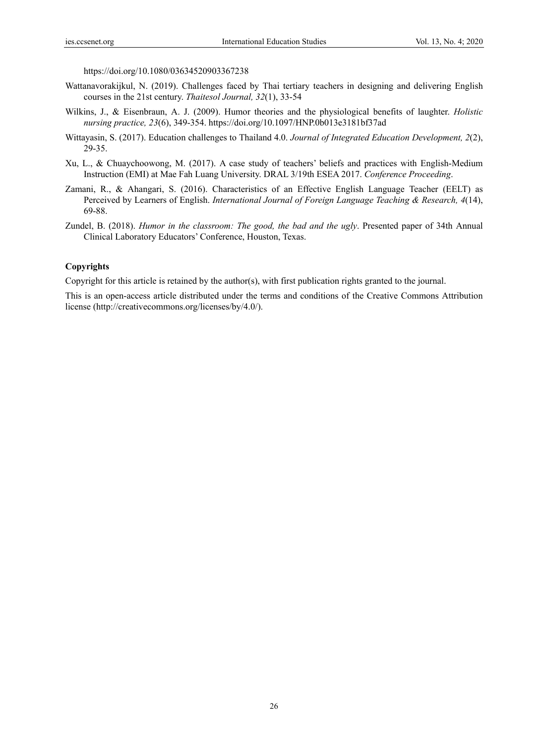https://doi.org/10.1080/03634520903367238

Wattanavorakijkul, N. (2019). Challenges faced by Thai tertiary teachers in designing and delivering English courses in the 21st century. *Thaitesol Journal, 32*(1), 33-54

Wilkins, J., & Eisenbraun, A. J. (2009). Humor theories and the physiological benefits of laughter. *Holistic nursing practice, 23*(6), 349-354. https://doi.org/10.1097/HNP.0b013e3181bf37ad

Wittayasin, S. (2017). Education challenges to Thailand 4.0. *Journal of Integrated Education Development, 2*(2), 29-35.

Xu, L., & Chuaychoowong, M. (2017). A case study of teachers' beliefs and practices with English-Medium Instruction (EMI) at Mae Fah Luang University. DRAL 3/19th ESEA 2017. *Conference Proceeding*.

Zamani, R., & Ahangari, S. (2016). Characteristics of an Effective English Language Teacher (EELT) as Perceived by Learners of English. *International Journal of Foreign Language Teaching & Research, 4*(14), 69-88.

Zundel, B. (2018). *Humor in the classroom: The good, the bad and the ugly*. Presented paper of 34th Annual Clinical Laboratory Educators' Conference, Houston, Texas.

**Copyrights**

Copyright for this article is retained by the author(s), with first publication rights granted to the journal.

This is an open-access article distributed under the terms and conditions of the Creative Commons Attribution license (http://creativecommons.org/licenses/by/4.0/).